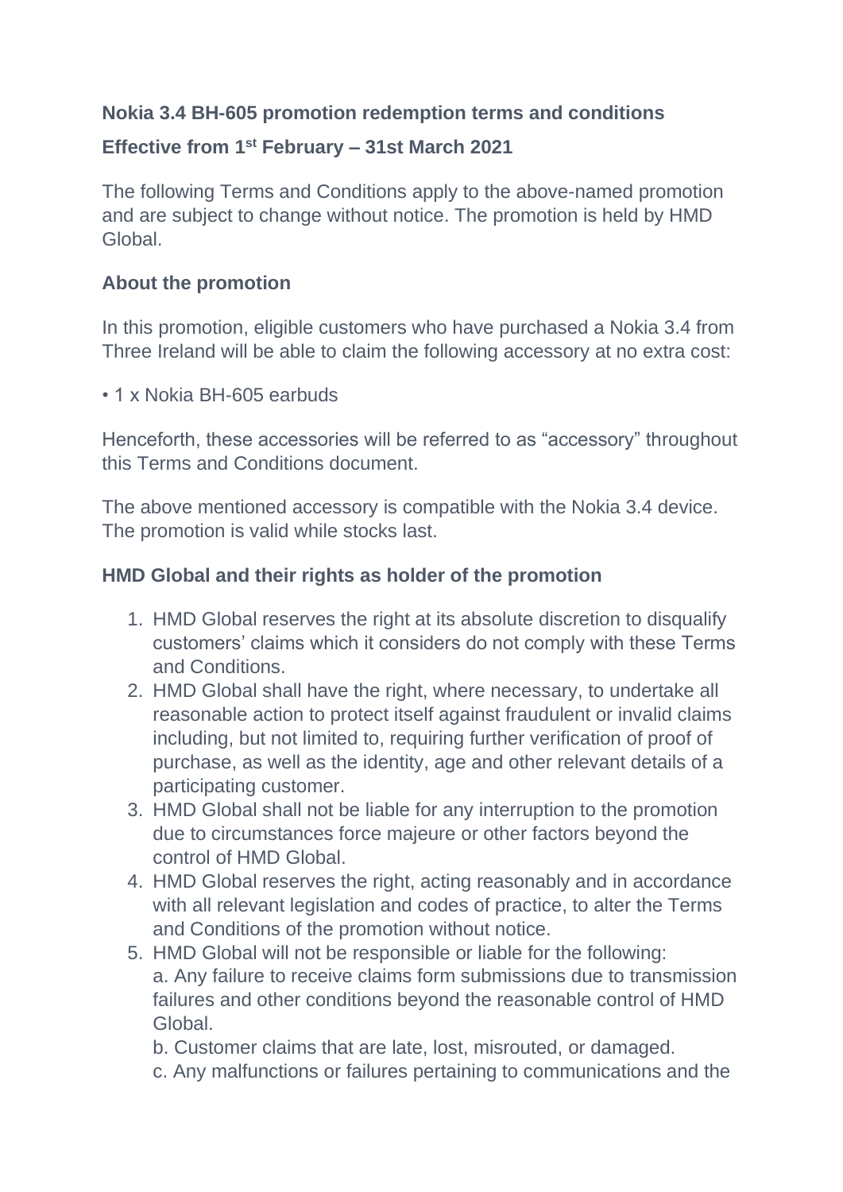**Nokia 3.4 BH-605 promotion redemption terms and conditions**

**Effective from 1st February – 31st March 2021**

The following Terms and Conditions apply to the above-named promotion and are subject to change without notice. The promotion is held by HMD Global.

**About the promotion**

In this promotion, eligible customers who have purchased a Nokia 3.4 from Three Ireland will be able to claim the following accessory at no extra cost:

• 1 x Nokia BH-605 earbuds

Henceforth, these accessories will be referred to as "accessory" throughout this Terms and Conditions document.

The above mentioned accessory is compatible with the Nokia 3.4 device. The promotion is valid while stocks last.

**HMD Global and their rights as holder of the promotion**

1. HMD Global reserves the right at its absolute discretion to disqualify customers' claims which it considers do not comply with these Terms and Conditions.
2. HMD Global shall have the right, where necessary, to undertake all reasonable action to protect itself against fraudulent or invalid claims including, but not limited to, requiring further verification of proof of purchase, as well as the identity, age and other relevant details of a participating customer.
3. HMD Global shall not be liable for any interruption to the promotion due to circumstances force majeure or other factors beyond the control of HMD Global.
4. HMD Global reserves the right, acting reasonably and in accordance with all relevant legislation and codes of practice, to alter the Terms and Conditions of the promotion without notice.
5. HMD Global will not be responsible or liable for the following:
   a. Any failure to receive claims form submissions due to transmission failures and other conditions beyond the reasonable control of HMD Global.
   b. Customer claims that are late, lost, misrouted, or damaged.
   c. Any malfunctions or failures pertaining to communications and the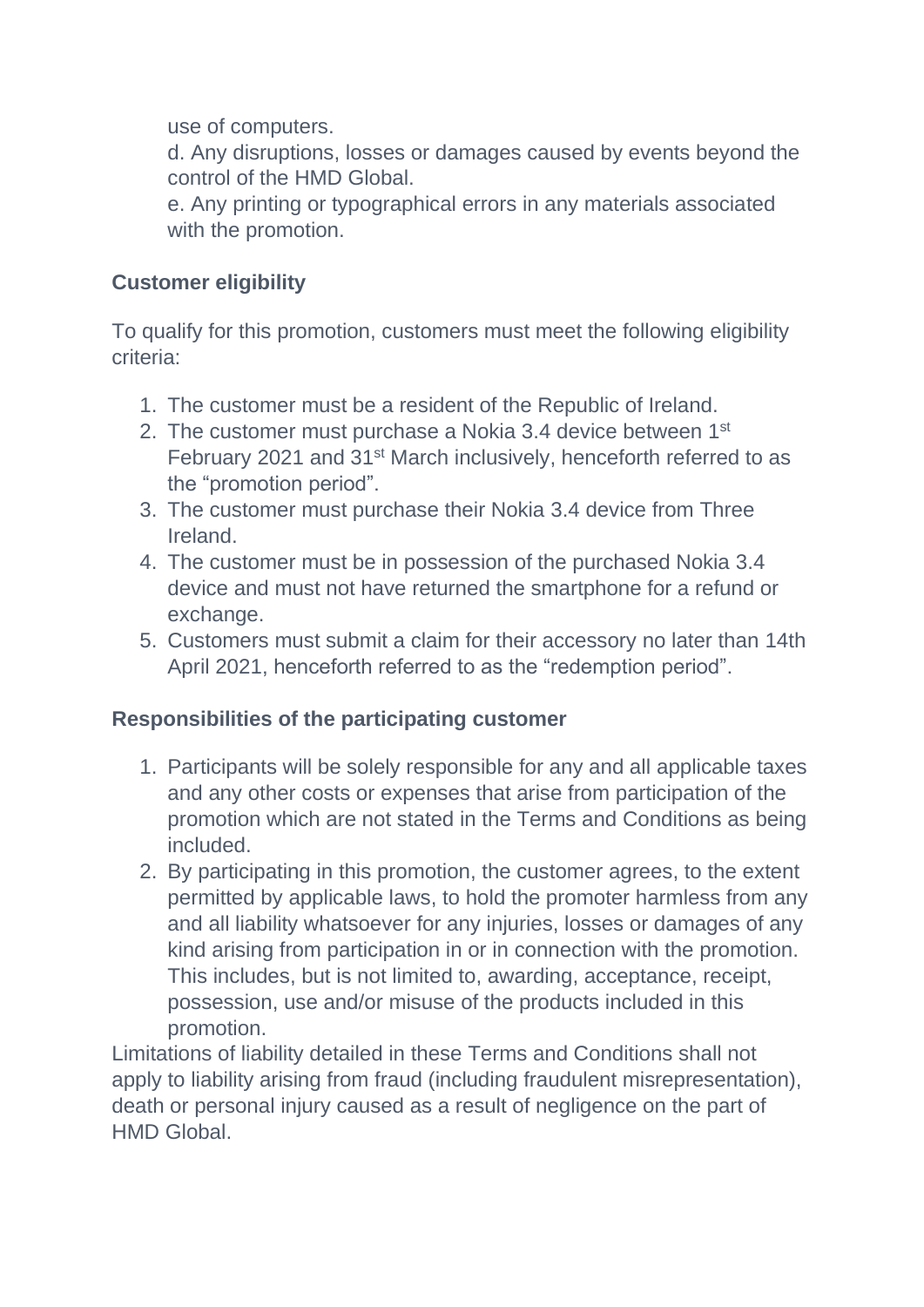use of computers.
d. Any disruptions, losses or damages caused by events beyond the control of the HMD Global.
e. Any printing or typographical errors in any materials associated with the promotion.

**Customer eligibility**

To qualify for this promotion, customers must meet the following eligibility criteria:

1. The customer must be a resident of the Republic of Ireland.
2. The customer must purchase a Nokia 3.4 device between 1st February 2021 and 31st March inclusively, henceforth referred to as the "promotion period".
3. The customer must purchase their Nokia 3.4 device from Three Ireland.
4. The customer must be in possession of the purchased Nokia 3.4 device and must not have returned the smartphone for a refund or exchange.
5. Customers must submit a claim for their accessory no later than 14th April 2021, henceforth referred to as the "redemption period".

**Responsibilities of the participating customer**

1. Participants will be solely responsible for any and all applicable taxes and any other costs or expenses that arise from participation of the promotion which are not stated in the Terms and Conditions as being included.
2. By participating in this promotion, the customer agrees, to the extent permitted by applicable laws, to hold the promoter harmless from any and all liability whatsoever for any injuries, losses or damages of any kind arising from participation in or in connection with the promotion. This includes, but is not limited to, awarding, acceptance, receipt, possession, use and/or misuse of the products included in this promotion.

Limitations of liability detailed in these Terms and Conditions shall not apply to liability arising from fraud (including fraudulent misrepresentation), death or personal injury caused as a result of negligence on the part of HMD Global.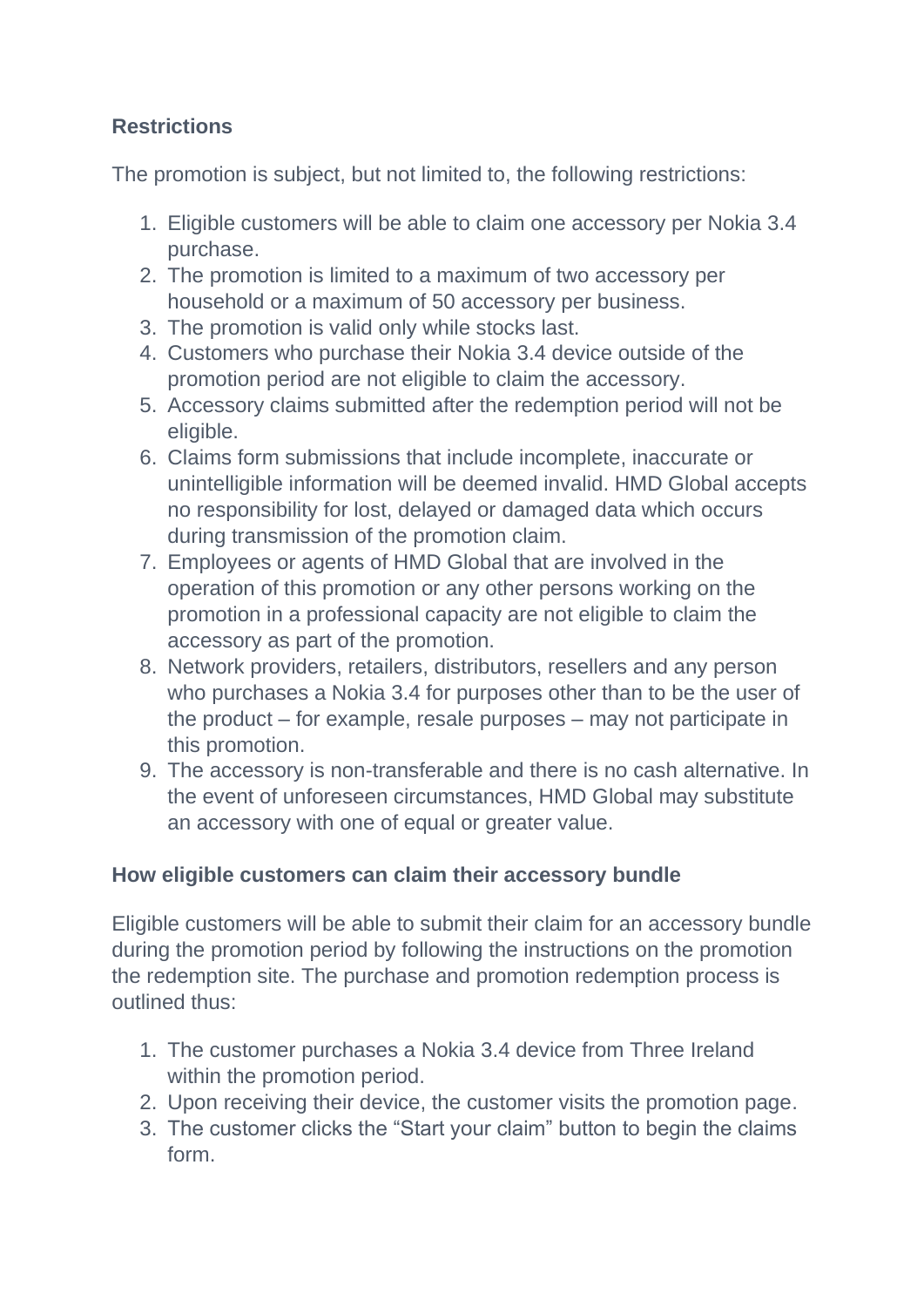**Restrictions**

The promotion is subject, but not limited to, the following restrictions:

1. Eligible customers will be able to claim one accessory per Nokia 3.4 purchase.
2. The promotion is limited to a maximum of two accessory per household or a maximum of 50 accessory per business.
3. The promotion is valid only while stocks last.
4. Customers who purchase their Nokia 3.4 device outside of the promotion period are not eligible to claim the accessory.
5. Accessory claims submitted after the redemption period will not be eligible.
6. Claims form submissions that include incomplete, inaccurate or unintelligible information will be deemed invalid. HMD Global accepts no responsibility for lost, delayed or damaged data which occurs during transmission of the promotion claim.
7. Employees or agents of HMD Global that are involved in the operation of this promotion or any other persons working on the promotion in a professional capacity are not eligible to claim the accessory as part of the promotion.
8. Network providers, retailers, distributors, resellers and any person who purchases a Nokia 3.4 for purposes other than to be the user of the product – for example, resale purposes – may not participate in this promotion.
9. The accessory is non-transferable and there is no cash alternative. In the event of unforeseen circumstances, HMD Global may substitute an accessory with one of equal or greater value.

**How eligible customers can claim their accessory bundle**

Eligible customers will be able to submit their claim for an accessory bundle during the promotion period by following the instructions on the promotion the redemption site. The purchase and promotion redemption process is outlined thus:

1. The customer purchases a Nokia 3.4 device from Three Ireland within the promotion period.
2. Upon receiving their device, the customer visits the promotion page.
3. The customer clicks the “Start your claim” button to begin the claims form.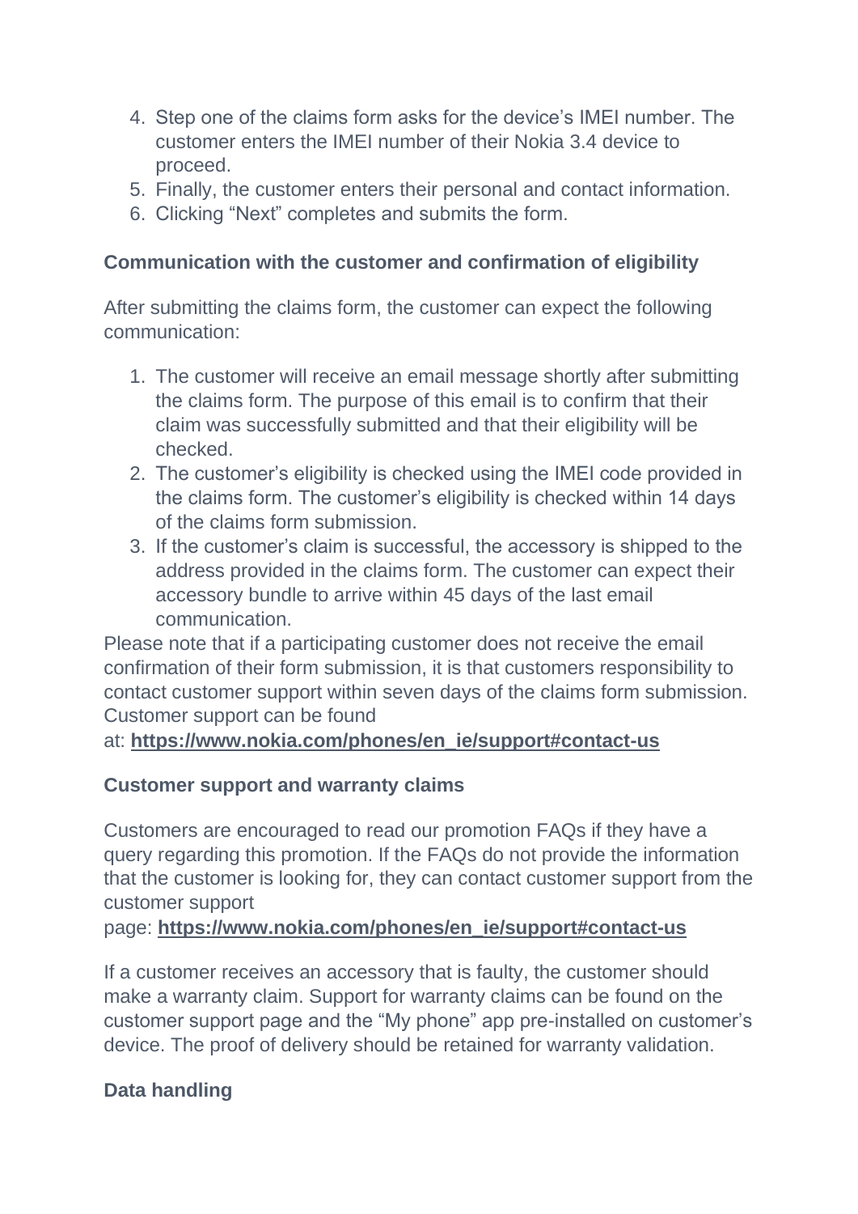4. Step one of the claims form asks for the device's IMEI number. The customer enters the IMEI number of their Nokia 3.4 device to proceed.
5. Finally, the customer enters their personal and contact information.
6. Clicking "Next" completes and submits the form.

**Communication with the customer and confirmation of eligibility**

After submitting the claims form, the customer can expect the following communication:

1. The customer will receive an email message shortly after submitting the claims form. The purpose of this email is to confirm that their claim was successfully submitted and that their eligibility will be checked.
2. The customer's eligibility is checked using the IMEI code provided in the claims form. The customer's eligibility is checked within 14 days of the claims form submission.
3. If the customer's claim is successful, the accessory is shipped to the address provided in the claims form. The customer can expect their accessory bundle to arrive within 45 days of the last email communication.

Please note that if a participating customer does not receive the email confirmation of their form submission, it is that customers responsibility to contact customer support within seven days of the claims form submission. Customer support can be found at: **https://www.nokia.com/phones/en_ie/support#contact-us**

**Customer support and warranty claims**

Customers are encouraged to read our promotion FAQs if they have a query regarding this promotion. If the FAQs do not provide the information that the customer is looking for, they can contact customer support from the customer support page: **https://www.nokia.com/phones/en_ie/support#contact-us**

If a customer receives an accessory that is faulty, the customer should make a warranty claim. Support for warranty claims can be found on the customer support page and the "My phone" app pre-installed on customer's device. The proof of delivery should be retained for warranty validation.

**Data handling**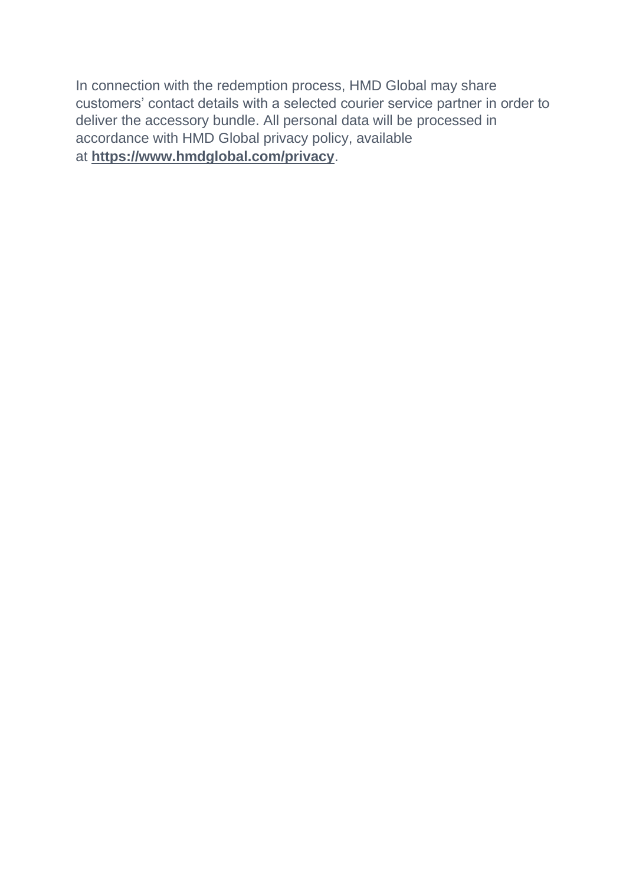In connection with the redemption process, HMD Global may share customers' contact details with a selected courier service partner in order to deliver the accessory bundle. All personal data will be processed in accordance with HMD Global privacy policy, available at **https://www.hmdglobal.com/privacy**.